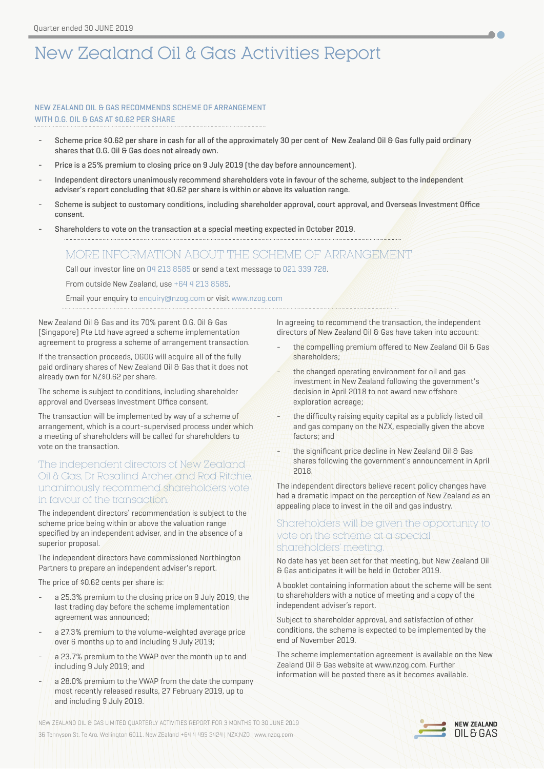Quarter ended 30 JUNE 2019

# New Zealand Oil & Gas Activities Report

## NEW ZEALAND OIL & GAS RECOMMENDS SCHEME OF ARRANGEMENT WITH O.G. OIL & GAS AT $0.62 PER SHARE

- Scheme price $0.62 per share in cash for all of the approximately 30 per cent of New Zealand Oil & Gas fully paid ordinary shares that O.G. Oil & Gas does not already own.
- Price is a 25% premium to closing price on 9 July 2019 (the day before announcement).
- Independent directors unanimously recommend shareholders vote in favour of the scheme, subject to the independent adviser's report concluding that $0.62 per share is within or above its valuation range.
- Scheme is subject to customary conditions, including shareholder approval, court approval, and Overseas Investment Office consent.
- Shareholders to vote on the transaction at a special meeting expected in October 2019.

### MORE INFORMATION ABOUT THE SCHEME OF ARRANGEMENT

Call our investor line on 04 213 8585 or send a text message to 021 339 728.

From outside New Zealand, use +64 4 213 8585.

Email your enquiry to enquiry@nzog.com or visit www.nzog.com

New Zealand Oil & Gas and its 70% parent O.G. Oil & Gas (Singapore) Pte Ltd have agreed a scheme implementation agreement to progress a scheme of arrangement transaction.

If the transaction proceeds, OGOG will acquire all of the fully paid ordinary shares of New Zealand Oil & Gas that it does not already own for NZ$0.62 per share.

The scheme is subject to conditions, including shareholder approval and Overseas Investment Office consent.

The transaction will be implemented by way of a scheme of arrangement, which is a court-supervised process under which a meeting of shareholders will be called for shareholders to vote on the transaction.

### The independent directors of New Zealand Oil & Gas, Dr Rosalind Archer and Rod Ritchie, unanimously recommend shareholders vote in favour of the transaction.

The independent directors' recommendation is subject to the scheme price being within or above the valuation range specified by an independent adviser, and in the absence of a superior proposal.

The independent directors have commissioned Northington Partners to prepare an independent adviser's report.

The price of $0.62 cents per share is:

- a 25.3% premium to the closing price on 9 July 2019, the last trading day before the scheme implementation agreement was announced;
- a 27.3% premium to the volume-weighted average price over 6 months up to and including 9 July 2019;
- a 23.7% premium to the VWAP over the month up to and including 9 July 2019; and
- a 28.0% premium to the VWAP from the date the company most recently released results, 27 February 2019, up to and including 9 July 2019.

In agreeing to recommend the transaction, the independent directors of New Zealand Oil & Gas have taken into account:

- the compelling premium offered to New Zealand Oil & Gas shareholders;
- the changed operating environment for oil and gas investment in New Zealand following the government's decision in April 2018 to not award new offshore exploration acreage;
- the difficulty raising equity capital as a publicly listed oil and gas company on the NZX, especially given the above factors; and
- the significant price decline in New Zealand Oil & Gas shares following the government's announcement in April 2018.

The independent directors believe recent policy changes have had a dramatic impact on the perception of New Zealand as an appealing place to invest in the oil and gas industry.

### Shareholders will be given the opportunity to vote on the scheme at a special shareholders' meeting.

No date has yet been set for that meeting, but New Zealand Oil & Gas anticipates it will be held in October 2019.

A booklet containing information about the scheme will be sent to shareholders with a notice of meeting and a copy of the independent adviser's report.

Subject to shareholder approval, and satisfaction of other conditions, the scheme is expected to be implemented by the end of November 2019.

The scheme implementation agreement is available on the New Zealand Oil & Gas website at www.nzog.com. Further information will be posted there as it becomes available.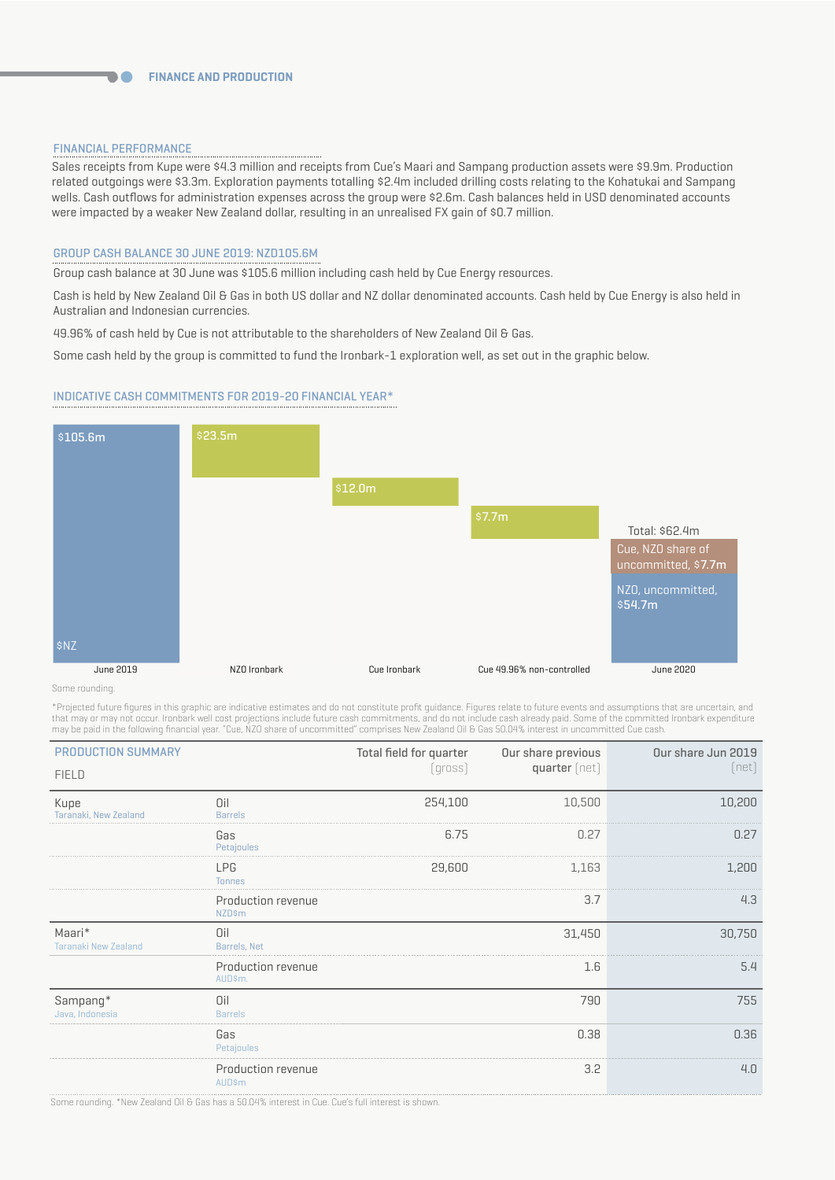## FINANCE AND PRODUCTION

### FINANCIAL PERFORMANCE

Sales receipts from Kupe were $4.3 million and receipts from Cue's Maari and Sampang production assets were $9.9m. Production related outgoings were $3.3m. Exploration payments totalling $2.4m included drilling costs relating to the Kohatukai and Sampang wells. Cash outflows for administration expenses across the group were $2.6m. Cash balances held in USD denominated accounts were impacted by a weaker New Zealand dollar, resulting in an unrealised FX gain of $0.7 million.

### GROUP CASH BALANCE 30 JUNE 2019: NZD105.6M

Group cash balance at 30 June was $105.6 million including cash held by Cue Energy resources.

Cash is held by New Zealand Oil & Gas in both US dollar and NZ dollar denominated accounts. Cash held by Cue Energy is also held in Australian and Indonesian currencies.

49.96% of cash held by Cue is not attributable to the shareholders of New Zealand Oil & Gas.

Some cash held by the group is committed to fund the Ironbark-1 exploration well, as set out in the graphic below.

### INDICATIVE CASH COMMITMENTS FOR 2019-20 FINANCIAL YEAR*

| | $NZ |
|---|---|
| June 2019 | $105.6m |
| NZO Ironbark | $23.5m |
| Cue Ironbark | $12.0m |
| Cue 49.96% non-controlled | $7.7m |
| June 2020 | Total: $62.4m (NZO, uncommitted, $54.7m; Cue, NZO share of uncommitted, $7.7m) |

Some rounding.

*Projected future figures in this graphic are indicative estimates and do not constitute profit guidance. Figures relate to future events and assumptions that are uncertain, and that may or may not occur. Ironbark well cost projections include future cash commitments, and do not include cash already paid. Some of the committed Ironbark expenditure may be paid in the following financial year. "Cue, NZO share of uncommitted" comprises New Zealand Oil & Gas 50.04% interest in uncommitted Cue cash.

| PRODUCTION SUMMARY<br>FIELD | | Total field for quarter (gross) | Our share previous quarter (net) | Our share Jun 2019 (net) |
|---|---|---|---|---|
| Kupe<br>Taranaki, New Zealand | Oil<br>Barrels | 254,100 | 10,500 | 10,200 |
| | Gas<br>Petajoules | 6.75 | 0.27 | 0.27 |
| | LPG<br>Tonnes | 29,600 | 1,163 | 1,200 |
| | Production revenue<br>NZD$m | | 3.7 | 4.3 |
| Maari*<br>Taranaki New Zealand | Oil<br>Barrels, Net | | 31,450 | 30,750 |
| | Production revenue<br>AUD$m. | | 1.6 | 5.4 |
| Sampang*<br>Java, Indonesia | Oil<br>Barrels | | 790 | 755 |
| | Gas<br>Petajoules | | 0.38 | 0.36 |
| | Production revenue<br>AUD$m | | 3.2 | 4.0 |

Some rounding. *New Zealand Oil & Gas has a 50.04% interest in Cue. Cue's full interest is shown.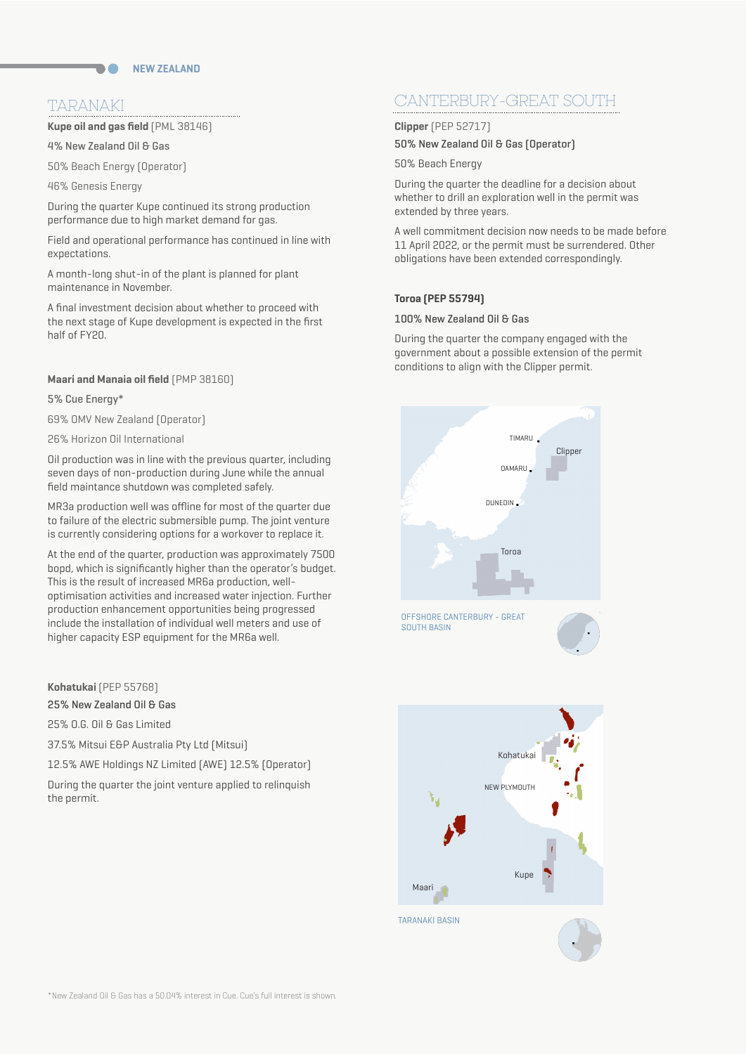## NEW ZEALAND

## TARANAKI

**Kupe oil and gas field** (PML 38146)

4% New Zealand Oil & Gas

50% Beach Energy (Operator)

46% Genesis Energy

During the quarter Kupe continued its strong production performance due to high market demand for gas.

Field and operational performance has continued in line with expectations.

A month-long shut-in of the plant is planned for plant maintenance in November.

A final investment decision about whether to proceed with the next stage of Kupe development is expected in the first half of FY20.

**Maari and Manaia oil field** (PMP 38160)

5% Cue Energy*

69% OMV New Zealand (Operator)

26% Horizon Oil International

Oil production was in line with the previous quarter, including seven days of non-production during June while the annual field maintance shutdown was completed safely.

MR3a production well was offline for most of the quarter due to failure of the electric submersible pump. The joint venture is currently considering options for a workover to replace it.

At the end of the quarter, production was approximately 7500 bopd, which is significantly higher than the operator's budget. This is the result of increased MR6a production, well-optimisation activities and increased water injection. Further production enhancement opportunities being progressed include the installation of individual well meters and use of higher capacity ESP equipment for the MR6a well.

**Kohatukai** (PEP 55768)

25% New Zealand Oil & Gas

25% O.G. Oil & Gas Limited

37.5% Mitsui E&P Australia Pty Ltd (Mitsui)

12.5% AWE Holdings NZ Limited (AWE) 12.5% (Operator)

During the quarter the joint venture applied to relinquish the permit.

## CANTERBURY-GREAT SOUTH

**Clipper** (PEP 52717)

50% New Zealand Oil & Gas (Operator)

50% Beach Energy

During the quarter the deadline for a decision about whether to drill an exploration well in the permit was extended by three years.

A well commitment decision now needs to be made before 11 April 2022, or the permit must be surrendered. Other obligations have been extended correspondingly.

**Toroa (PEP 55794)**

100% New Zealand Oil & Gas

During the quarter the company engaged with the government about a possible extension of the permit conditions to align with the Clipper permit.

OFFSHORE CANTERBURY - GREAT SOUTH BASIN

TARANAKI BASIN

*New Zealand Oil & Gas has a 50.04% interest in Cue. Cue's full interest is shown.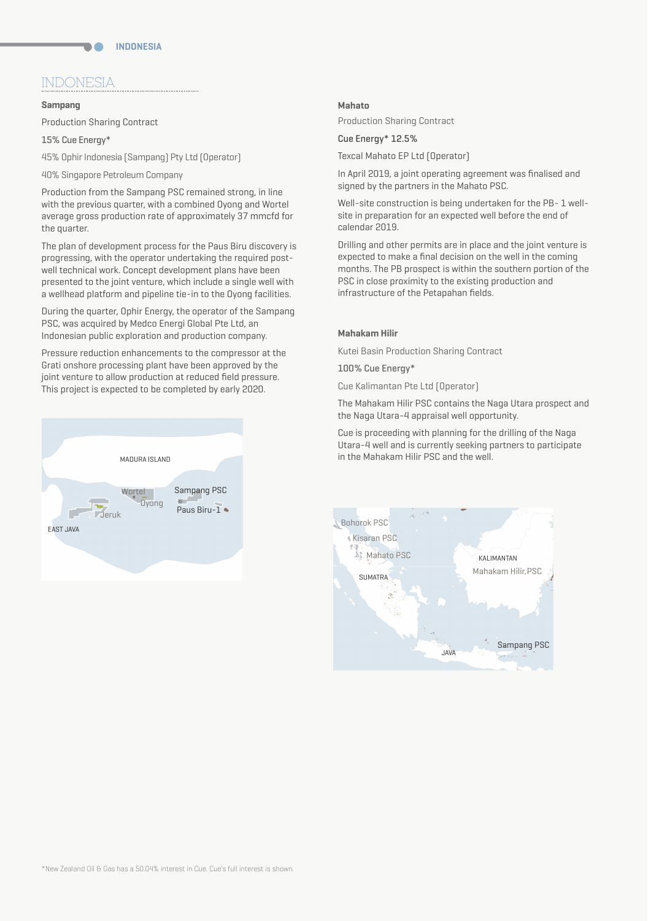## INDONESIA

### Sampang

Production Sharing Contract

15% Cue Energy*

45% Ophir Indonesia (Sampang) Pty Ltd (Operator)

40% Singapore Petroleum Company

Production from the Sampang PSC remained strong, in line with the previous quarter, with a combined Oyong and Wortel average gross production rate of approximately 37 mmcfd for the quarter.

The plan of development process for the Paus Biru discovery is progressing, with the operator undertaking the required post-well technical work. Concept development plans have been presented to the joint venture, which include a single well with a wellhead platform and pipeline tie-in to the Oyong facilities.

During the quarter, Ophir Energy, the operator of the Sampang PSC, was acquired by Medco Energi Global Pte Ltd, an Indonesian public exploration and production company.

Pressure reduction enhancements to the compressor at the Grati onshore processing plant have been approved by the joint venture to allow production at reduced field pressure. This project is expected to be completed by early 2020.

### Mahato

Production Sharing Contract

Cue Energy* 12.5%

Texcal Mahato EP Ltd (Operator)

In April 2019, a joint operating agreement was finalised and signed by the partners in the Mahato PSC.

Well-site construction is being undertaken for the PB- 1 well-site in preparation for an expected well before the end of calendar 2019.

Drilling and other permits are in place and the joint venture is expected to make a final decision on the well in the coming months. The PB prospect is within the southern portion of the PSC in close proximity to the existing production and infrastructure of the Petapahan fields.

### Mahakam Hilir

Kutei Basin Production Sharing Contract

100% Cue Energy*

Cue Kalimantan Pte Ltd (Operator)

The Mahakam Hilir PSC contains the Naga Utara prospect and the Naga Utara-4 appraisal well opportunity.

Cue is proceeding with planning for the drilling of the Naga Utara-4 well and is currently seeking partners to participate in the Mahakam Hilir PSC and the well.

*New Zealand Oil & Gas has a 50.04% interest in Cue. Cue's full interest is shown.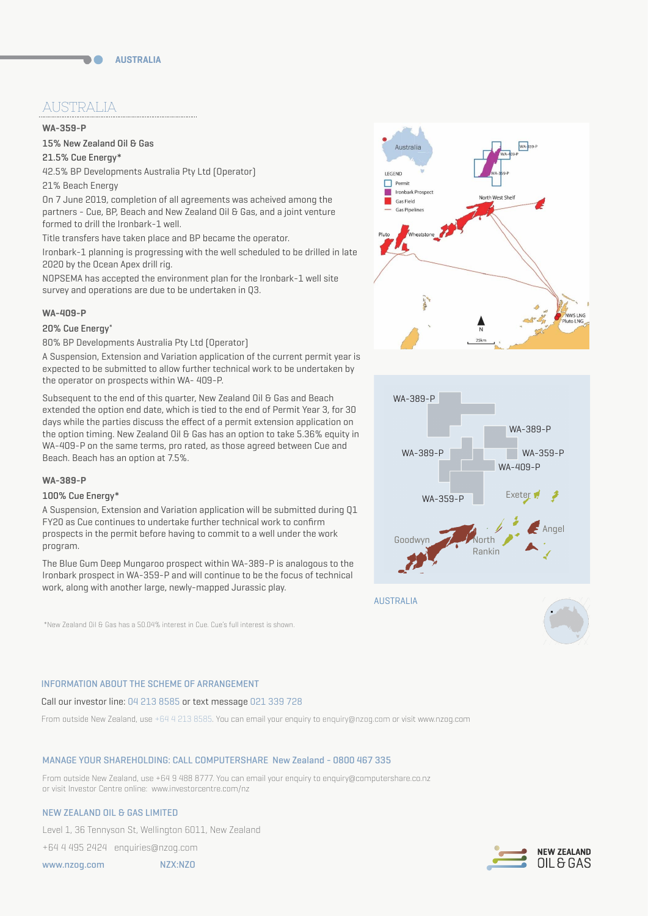# AUSTRALIA

### WA-359-P

15% New Zealand Oil & Gas

21.5% Cue Energy*

42.5% BP Developments Australia Pty Ltd (Operator)

21% Beach Energy

On 7 June 2019, completion of all agreements was acheived among the partners - Cue, BP, Beach and New Zealand Oil & Gas, and a joint venture formed to drill the Ironbark-1 well.

Title transfers have taken place and BP became the operator.

Ironbark-1 planning is progressing with the well scheduled to be drilled in late 2020 by the Ocean Apex drill rig.

NOPSEMA has accepted the environment plan for the Ironbark-1 well site survey and operations are due to be undertaken in Q3.

### WA-409-P

20% Cue Energy*

80% BP Developments Australia Pty Ltd (Operator)

A Suspension, Extension and Variation application of the current permit year is expected to be submitted to allow further technical work to be undertaken by the operator on prospects within WA- 409-P.

Subsequent to the end of this quarter, New Zealand Oil & Gas and Beach extended the option end date, which is tied to the end of Permit Year 3, for 30 days while the parties discuss the effect of a permit extension application on the option timing. New Zealand Oil & Gas has an option to take 5.36% equity in WA-409-P on the same terms, pro rated, as those agreed between Cue and Beach. Beach has an option at 7.5%.

### WA-389-P

100% Cue Energy*

A Suspension, Extension and Variation application will be submitted during Q1 FY20 as Cue continues to undertake further technical work to confirm prospects in the permit before having to commit to a well under the work program.

The Blue Gum Deep Mungaroo prospect within WA-389-P is analogous to the Ironbark prospect in WA-359-P and will continue to be the focus of technical work, along with another large, newly-mapped Jurassic play.

*New Zealand Oil & Gas has a 50.04% interest in Cue. Cue's full interest is shown.

Australia
LEGEND
Permit
Ironbark Prospect
Gas Field
Gas Pipelines
WA-359-P
WA-409-P
WA-389-P
North West Shelf
Pluto
Wheatstone
NWS LNG
Pluto LNG
N
25km

WA-389-P
WA-389-P
WA-389-P
WA-359-P
WA-409-P
WA-359-P
Exeter
Angel
Goodwyn
North Rankin

AUSTRALIA

## INFORMATION ABOUT THE SCHEME OF ARRANGEMENT

Call our investor line: 04 213 8585 or text message 021 339 728

From outside New Zealand, use +64 4 213 8585. You can email your enquiry to enquiry@nzog.com or visit www.nzog.com

## MANAGE YOUR SHAREHOLDING: CALL COMPUTERSHARE New Zealand - 0800 467 335

From outside New Zealand, use +64 9 488 8777. You can email your enquiry to enquiry@computershare.co.nz or visit Investor Centre online: www.investorcentre.com/nz

## NEW ZEALAND OIL & GAS LIMITED

Level 1, 36 Tennyson St, Wellington 6011, New Zealand

+64 4 495 2424 enquiries@nzog.com

www.nzog.com NZX:NZO

NEW ZEALAND OIL & GAS